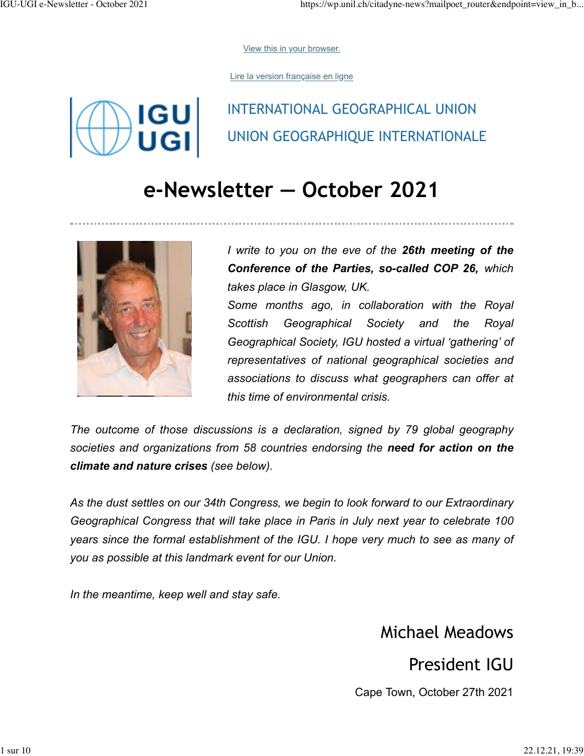View this in your browser.

Lire la version française en ligne

INTERNATIONAL GEOGRAPHICAL UNION

UNION GEOGRAPHIQUE INTERNATIONALE

# e-Newsletter — October 2021

*I write to you on the eve of the **26th meeting of the Conference of the Parties, so-called COP 26,** which takes place in Glasgow, UK.*
*Some months ago, in collaboration with the Royal Scottish Geographical Society and the Royal Geographical Society, IGU hosted a virtual 'gathering' of representatives of national geographical societies and associations to discuss what geographers can offer at this time of environmental crisis.*

*The outcome of those discussions is a declaration, signed by 79 global geography societies and organizations from 58 countries endorsing the **need for action on the climate and nature crises** (see below).*

*As the dust settles on our 34th Congress, we begin to look forward to our Extraordinary Geographical Congress that will take place in Paris in July next year to celebrate 100 years since the formal establishment of the IGU. I hope very much to see as many of you as possible at this landmark event for our Union.*

*In the meantime, keep well and stay safe.*

Michael Meadows

President IGU

Cape Town, October 27th 2021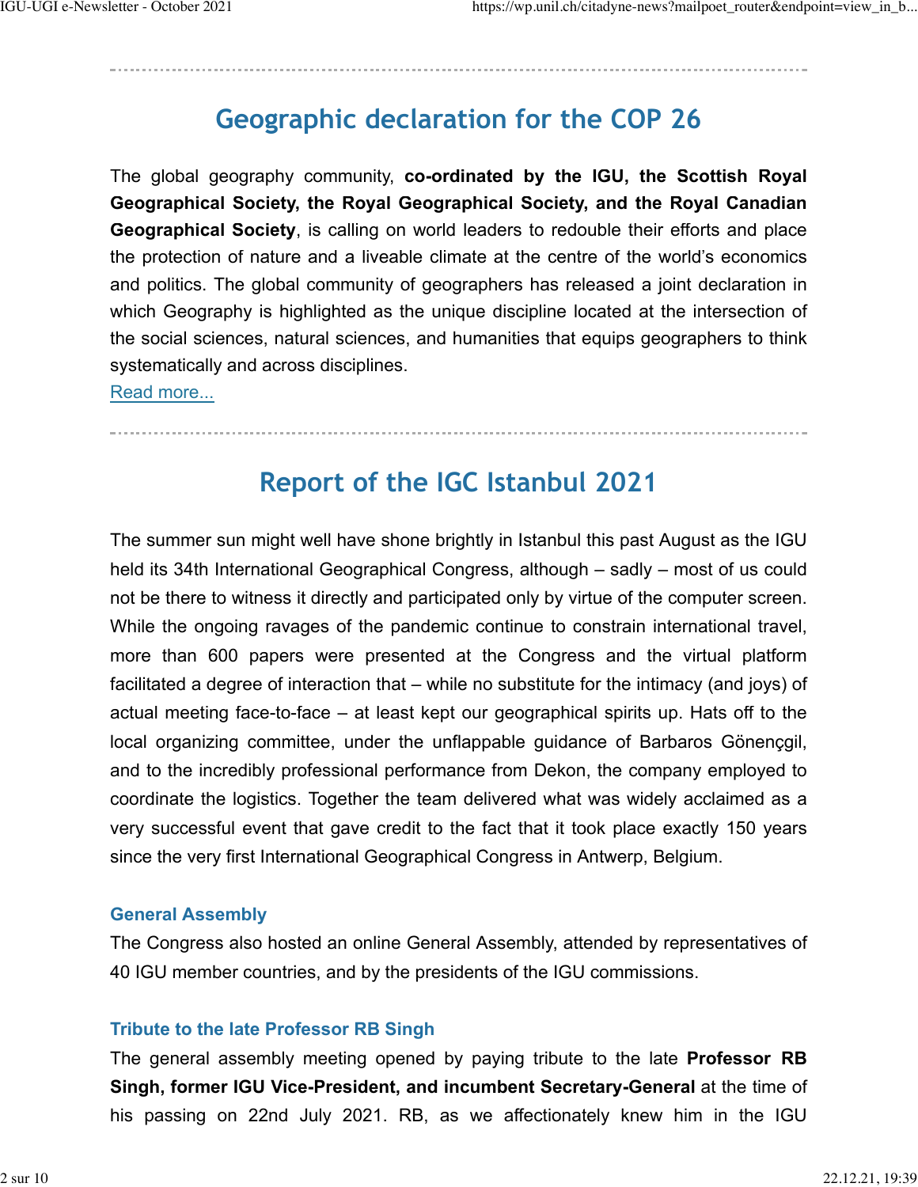---

## Geographic declaration for the COP 26

The global geography community, **co-ordinated by the IGU, the Scottish Royal Geographical Society, the Royal Geographical Society, and the Royal Canadian Geographical Society**, is calling on world leaders to redouble their efforts and place the protection of nature and a liveable climate at the centre of the world's economics and politics. The global community of geographers has released a joint declaration in which Geography is highlighted as the unique discipline located at the intersection of the social sciences, natural sciences, and humanities that equips geographers to think systematically and across disciplines.
Read more...

---

## Report of the IGC Istanbul 2021

The summer sun might well have shone brightly in Istanbul this past August as the IGU held its 34th International Geographical Congress, although – sadly – most of us could not be there to witness it directly and participated only by virtue of the computer screen. While the ongoing ravages of the pandemic continue to constrain international travel, more than 600 papers were presented at the Congress and the virtual platform facilitated a degree of interaction that – while no substitute for the intimacy (and joys) of actual meeting face-to-face – at least kept our geographical spirits up. Hats off to the local organizing committee, under the unflappable guidance of Barbaros Gönençgil, and to the incredibly professional performance from Dekon, the company employed to coordinate the logistics. Together the team delivered what was widely acclaimed as a very successful event that gave credit to the fact that it took place exactly 150 years since the very first International Geographical Congress in Antwerp, Belgium.

### General Assembly

The Congress also hosted an online General Assembly, attended by representatives of 40 IGU member countries, and by the presidents of the IGU commissions.

### Tribute to the late Professor RB Singh

The general assembly meeting opened by paying tribute to the late **Professor RB Singh, former IGU Vice-President, and incumbent Secretary-General** at the time of his passing on 22nd July 2021. RB, as we affectionately knew him in the IGU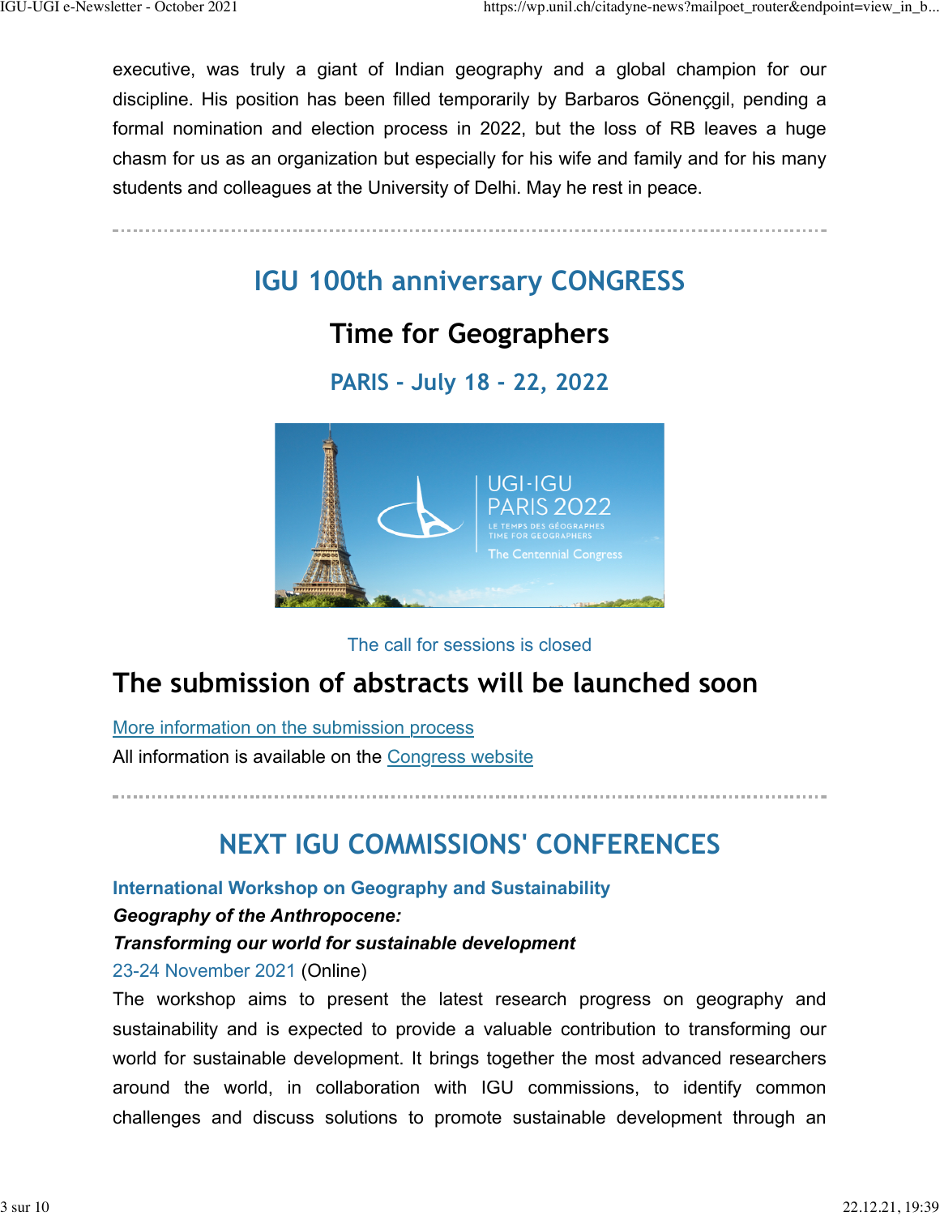executive, was truly a giant of Indian geography and a global champion for our discipline. His position has been filled temporarily by Barbaros Gönençgil, pending a formal nomination and election process in 2022, but the loss of RB leaves a huge chasm for us as an organization but especially for his wife and family and for his many students and colleagues at the University of Delhi. May he rest in peace.

---

## IGU 100th anniversary CONGRESS

### Time for Geographers

### PARIS - July 18 - 22, 2022

The call for sessions is closed

## The submission of abstracts will be launched soon

[More information on the submission process]

All information is available on the [Congress website]

---

## NEXT IGU COMMISSIONS' CONFERENCES

**International Workshop on Geography and Sustainability**

***Geography of the Anthropocene:***

***Transforming our world for sustainable development***

23-24 November 2021 (Online)

The workshop aims to present the latest research progress on geography and sustainability and is expected to provide a valuable contribution to transforming our world for sustainable development. It brings together the most advanced researchers around the world, in collaboration with IGU commissions, to identify common challenges and discuss solutions to promote sustainable development through an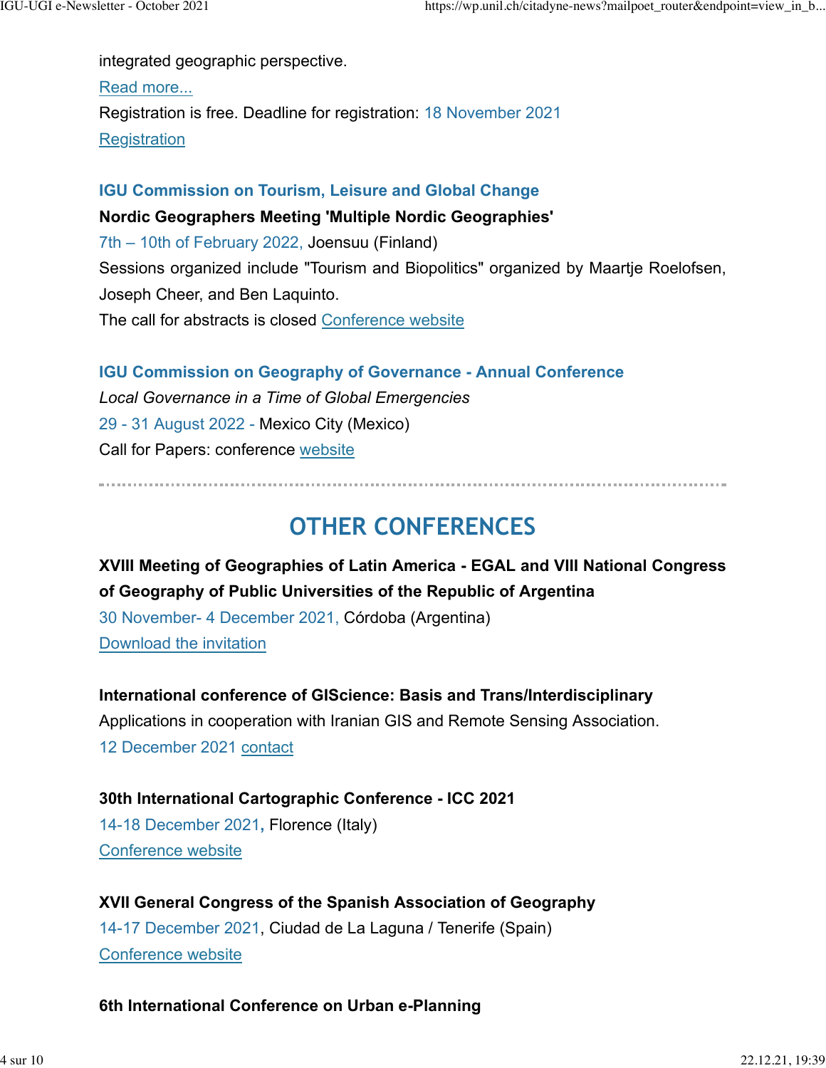integrated geographic perspective.

Read more...

Registration is free. Deadline for registration: 18 November 2021

Registration

### IGU Commission on Tourism, Leisure and Global Change

**Nordic Geographers Meeting 'Multiple Nordic Geographies'**

7th – 10th of February 2022, Joensuu (Finland)

Sessions organized include "Tourism and Biopolitics" organized by Maartje Roelofsen, Joseph Cheer, and Ben Laquinto.

The call for abstracts is closed Conference website

### IGU Commission on Geography of Governance - Annual Conference

*Local Governance in a Time of Global Emergencies*

29 - 31 August 2022 - Mexico City (Mexico)

Call for Papers: conference website

---

## OTHER CONFERENCES

**XVIII Meeting of Geographies of Latin America - EGAL and VIII National Congress of Geography of Public Universities of the Republic of Argentina**

30 November- 4 December 2021, Córdoba (Argentina)

Download the invitation

**International conference of GIScience: Basis and Trans/Interdisciplinary** Applications in cooperation with Iranian GIS and Remote Sensing Association.

12 December 2021 contact

**30th International Cartographic Conference - ICC 2021**

14-18 December 2021**,** Florence (Italy)

Conference website

**XVII General Congress of the Spanish Association of Geography**

14-17 December 2021, Ciudad de La Laguna / Tenerife (Spain)

Conference website

**6th International Conference on Urban e-Planning**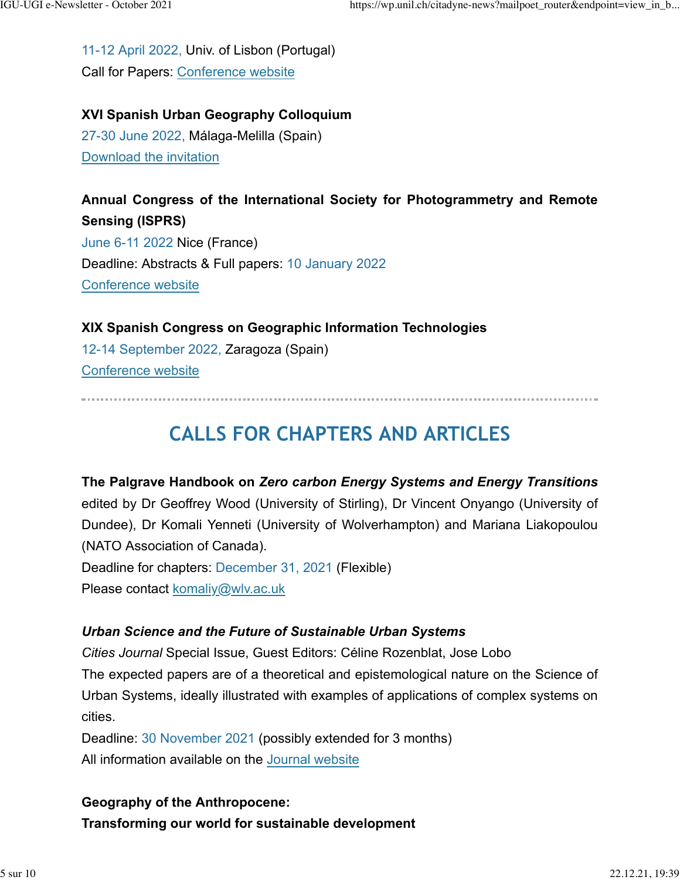11-12 April 2022, Univ. of Lisbon (Portugal)
Call for Papers: Conference website

**XVI Spanish Urban Geography Colloquium**
27-30 June 2022, Málaga-Melilla (Spain)
Download the invitation

**Annual Congress of the International Society for Photogrammetry and Remote Sensing (ISPRS)**
June 6-11 2022 Nice (France)
Deadline: Abstracts & Full papers: 10 January 2022
Conference website

**XIX Spanish Congress on Geographic Information Technologies**
12-14 September 2022, Zaragoza (Spain)
Conference website

## CALLS FOR CHAPTERS AND ARTICLES

**The Palgrave Handbook on *Zero carbon Energy Systems and Energy Transitions*** edited by Dr Geoffrey Wood (University of Stirling), Dr Vincent Onyango (University of Dundee), Dr Komali Yenneti (University of Wolverhampton) and Mariana Liakopoulou (NATO Association of Canada).
Deadline for chapters: December 31, 2021 (Flexible)
Please contact komaliy@wlv.ac.uk

***Urban Science and the Future of Sustainable Urban Systems***
*Cities Journal* Special Issue, Guest Editors: Céline Rozenblat, Jose Lobo
The expected papers are of a theoretical and epistemological nature on the Science of Urban Systems, ideally illustrated with examples of applications of complex systems on cities.
Deadline: 30 November 2021 (possibly extended for 3 months)
All information available on the Journal website

**Geography of the Anthropocene:**
**Transforming our world for sustainable development**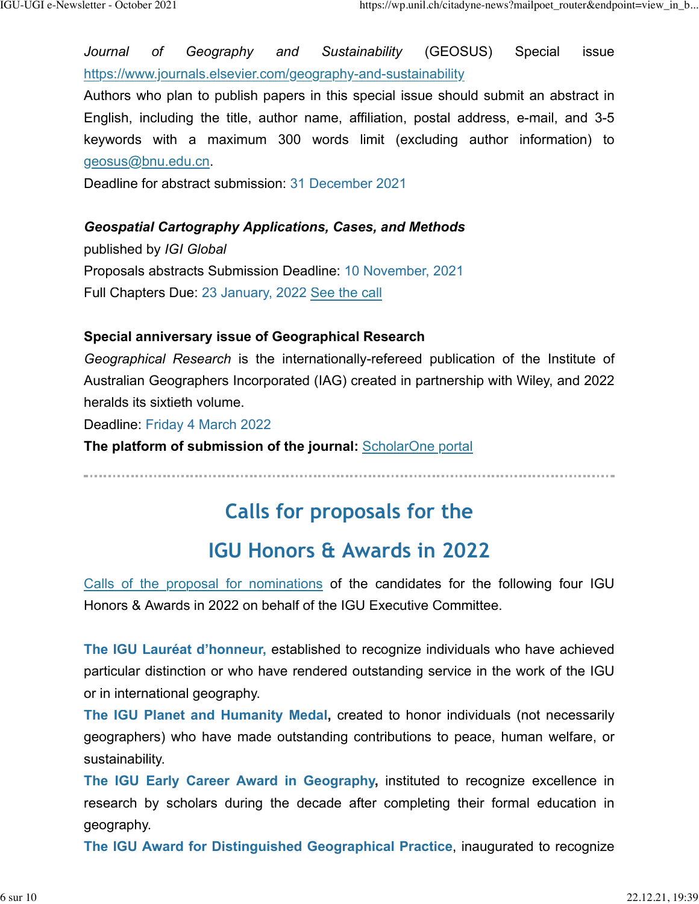*Journal of Geography and Sustainability* (GEOSUS) Special issue https://www.journals.elsevier.com/geography-and-sustainability

Authors who plan to publish papers in this special issue should submit an abstract in English, including the title, author name, affiliation, postal address, e-mail, and 3-5 keywords with a maximum 300 words limit (excluding author information) to geosus@bnu.edu.cn.

Deadline for abstract submission: 31 December 2021

***Geospatial Cartography Applications, Cases, and Methods***

published by *IGI Global*

Proposals abstracts Submission Deadline: 10 November, 2021

Full Chapters Due: 23 January, 2022 See the call

**Special anniversary issue of Geographical Research**

*Geographical Research* is the internationally-refereed publication of the Institute of Australian Geographers Incorporated (IAG) created in partnership with Wiley, and 2022 heralds its sixtieth volume.

Deadline: Friday 4 March 2022

**The platform of submission of the journal:** ScholarOne portal

---

## Calls for proposals for the IGU Honors & Awards in 2022

Calls of the proposal for nominations of the candidates for the following four IGU Honors & Awards in 2022 on behalf of the IGU Executive Committee.

**The IGU Lauréat d'honneur,** established to recognize individuals who have achieved particular distinction or who have rendered outstanding service in the work of the IGU or in international geography.

**The IGU Planet and Humanity Medal,** created to honor individuals (not necessarily geographers) who have made outstanding contributions to peace, human welfare, or sustainability.

**The IGU Early Career Award in Geography,** instituted to recognize excellence in research by scholars during the decade after completing their formal education in geography.

**The IGU Award for Distinguished Geographical Practice**, inaugurated to recognize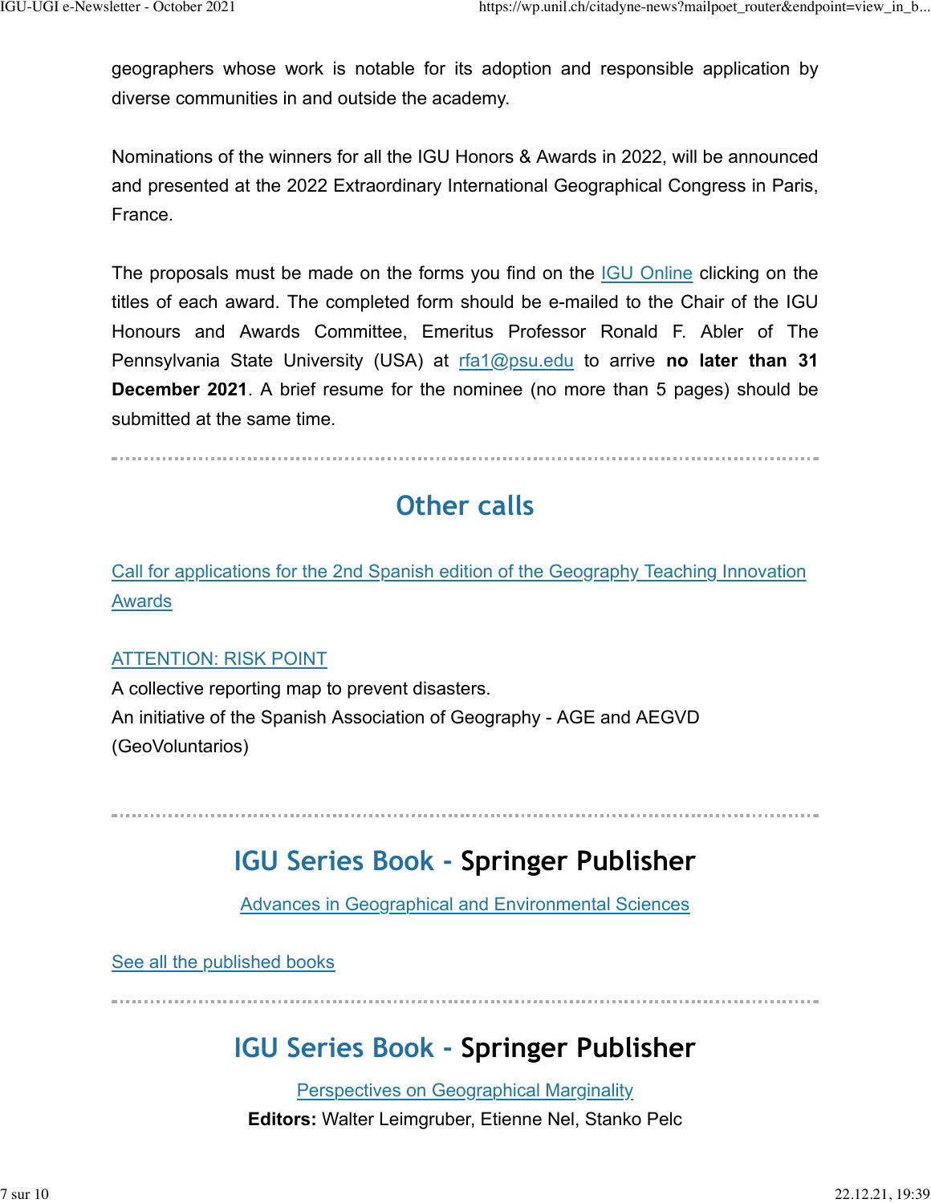geographers whose work is notable for its adoption and responsible application by diverse communities in and outside the academy.

Nominations of the winners for all the IGU Honors & Awards in 2022, will be announced and presented at the 2022 Extraordinary International Geographical Congress in Paris, France.

The proposals must be made on the forms you find on the IGU Online clicking on the titles of each award. The completed form should be e-mailed to the Chair of the IGU Honours and Awards Committee, Emeritus Professor Ronald F. Abler of The Pennsylvania State University (USA) at rfa1@psu.edu to arrive **no later than 31 December 2021**. A brief resume for the nominee (no more than 5 pages) should be submitted at the same time.

---

## Other calls

Call for applications for the 2nd Spanish edition of the Geography Teaching Innovation Awards

ATTENTION: RISK POINT
A collective reporting map to prevent disasters.
An initiative of the Spanish Association of Geography - AGE and AEGVD (GeoVoluntarios)

---

## IGU Series Book - Springer Publisher

Advances in Geographical and Environmental Sciences

See all the published books

---

## IGU Series Book - Springer Publisher

Perspectives on Geographical Marginality

**Editors:** Walter Leimgruber, Etienne Nel, Stanko Pelc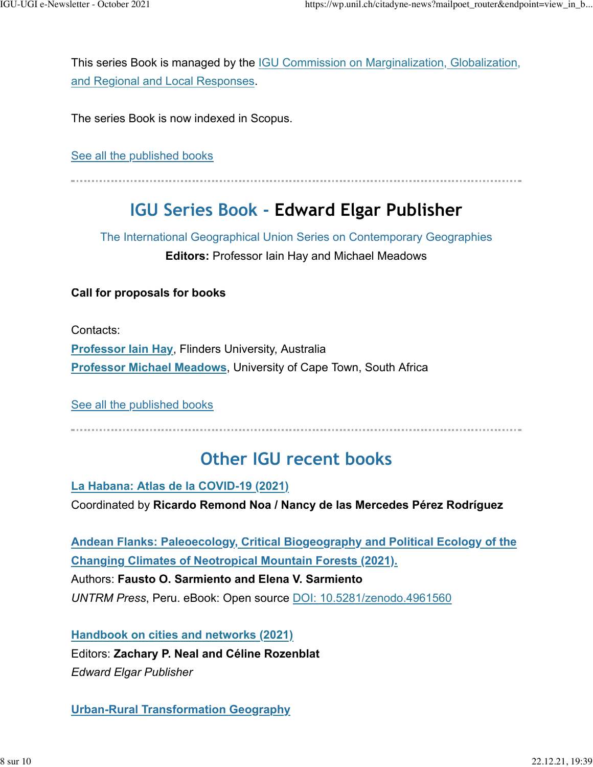This series Book is managed by the IGU Commission on Marginalization, Globalization, and Regional and Local Responses.

The series Book is now indexed in Scopus.

See all the published books

---

## IGU Series Book - Edward Elgar Publisher

The International Geographical Union Series on Contemporary Geographies

**Editors:** Professor Iain Hay and Michael Meadows

**Call for proposals for books**

Contacts:
**Professor Iain Hay**, Flinders University, Australia
**Professor Michael Meadows**, University of Cape Town, South Africa

See all the published books

---

## Other IGU recent books

**La Habana: Atlas de la COVID-19 (2021)**
Coordinated by **Ricardo Remond Noa / Nancy de las Mercedes Pérez Rodríguez**

**Andean Flanks: Paleoecology, Critical Biogeography and Political Ecology of the Changing Climates of Neotropical Mountain Forests (2021).**
Authors: **Fausto O. Sarmiento and Elena V. Sarmiento**
*UNTRM Press*, Peru. eBook: Open source DOI: 10.5281/zenodo.4961560

**Handbook on cities and networks (2021)**
Editors: **Zachary P. Neal and Céline Rozenblat**
*Edward Elgar Publisher*

**Urban-Rural Transformation Geography**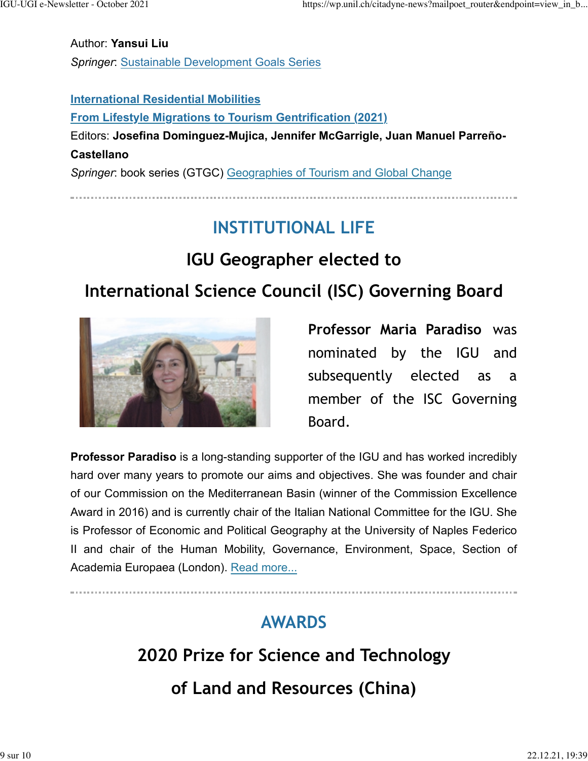Author: **Yansui Liu**
*Springer*: Sustainable Development Goals Series

**International Residential Mobilities**
**From Lifestyle Migrations to Tourism Gentrification (2021)**
Editors: **Josefina Dominguez-Mujica, Jennifer McGarrigle, Juan Manuel Parreño-Castellano**
*Springer*: book series (GTGC) Geographies of Tourism and Global Change

---

# INSTITUTIONAL LIFE

## IGU Geographer elected to International Science Council (ISC) Governing Board

**Professor Maria Paradiso** was nominated by the IGU and subsequently elected as a member of the ISC Governing Board.

**Professor Paradiso** is a long-standing supporter of the IGU and has worked incredibly hard over many years to promote our aims and objectives. She was founder and chair of our Commission on the Mediterranean Basin (winner of the Commission Excellence Award in 2016) and is currently chair of the Italian National Committee for the IGU. She is Professor of Economic and Political Geography at the University of Naples Federico II and chair of the Human Mobility, Governance, Environment, Space, Section of Academia Europaea (London). Read more...

---

# AWARDS

## 2020 Prize for Science and Technology of Land and Resources (China)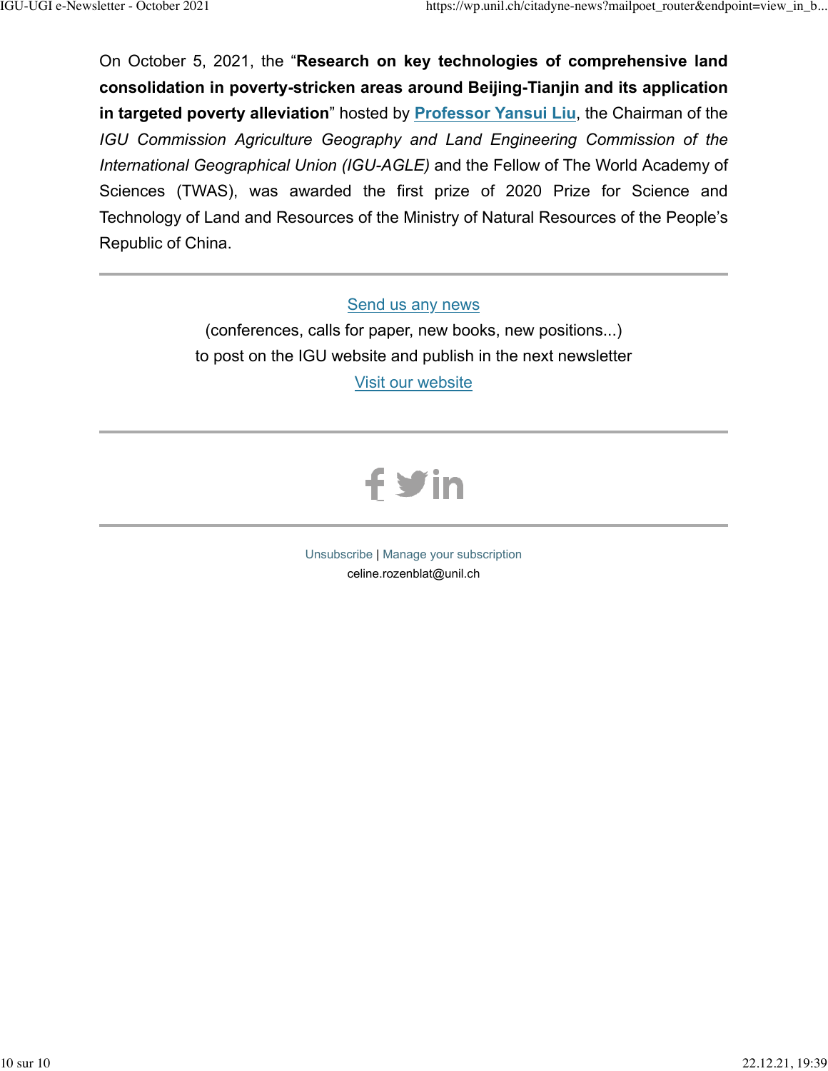On October 5, 2021, the “**Research on key technologies of comprehensive land consolidation in poverty-stricken areas around Beijing-Tianjin and its application in targeted poverty alleviation**” hosted by **Professor Yansui Liu**, the Chairman of the *IGU Commission Agriculture Geography and Land Engineering Commission of the International Geographical Union (IGU-AGLE)* and the Fellow of The World Academy of Sciences (TWAS), was awarded the first prize of 2020 Prize for Science and Technology of Land and Resources of the Ministry of Natural Resources of the People’s Republic of China.

---

Send us any news

(conferences, calls for paper, new books, new positions...)

to post on the IGU website and publish in the next newsletter

Visit our website

---

---

Unsubscribe | Manage your subscription

celine.rozenblat@unil.ch